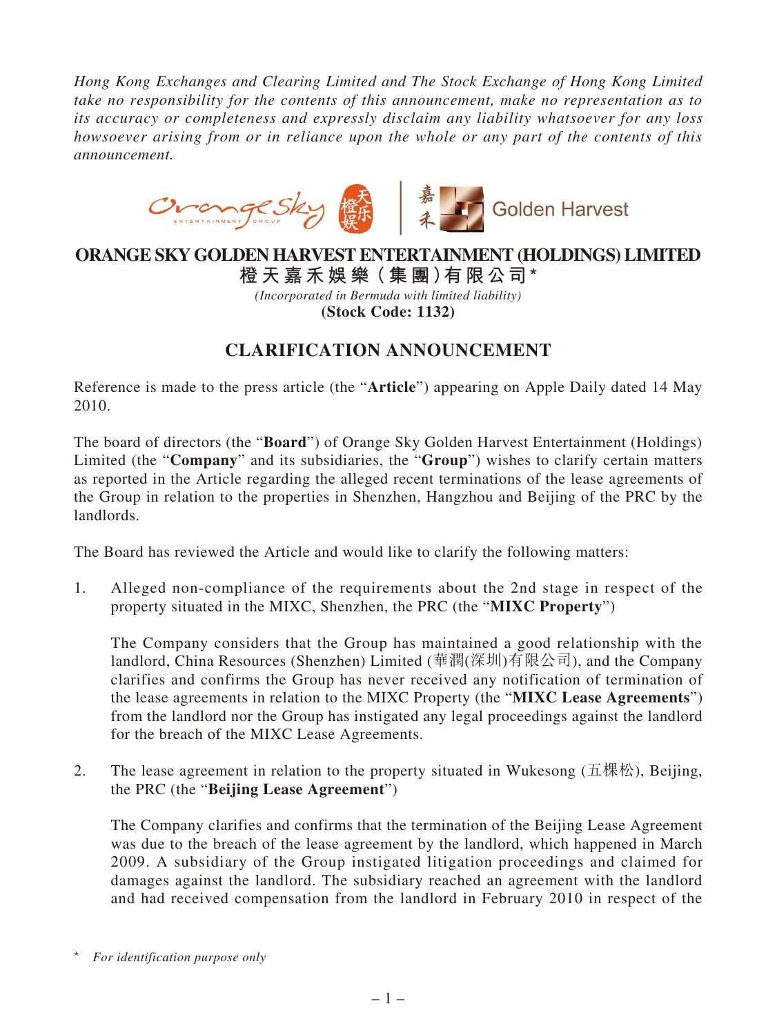*Hong Kong Exchanges and Clearing Limited and The Stock Exchange of Hong Kong Limited take no responsibility for the contents of this announcement, make no representation as to its accuracy or completeness and expressly disclaim any liability whatsoever for any loss howsoever arising from or in reliance upon the whole or any part of the contents of this announcement.*

# ORANGE SKY GOLDEN HARVEST ENTERTAINMENT (HOLDINGS) LIMITED
## 橙天嘉禾娛樂(集團)有限公司*

*(Incorporated in Bermuda with limited liability)*

**(Stock Code: 1132)**

## CLARIFICATION ANNOUNCEMENT

Reference is made to the press article (the "**Article**") appearing on Apple Daily dated 14 May 2010.

The board of directors (the "**Board**") of Orange Sky Golden Harvest Entertainment (Holdings) Limited (the "**Company**" and its subsidiaries, the "**Group**") wishes to clarify certain matters as reported in the Article regarding the alleged recent terminations of the lease agreements of the Group in relation to the properties in Shenzhen, Hangzhou and Beijing of the PRC by the landlords.

The Board has reviewed the Article and would like to clarify the following matters:

1. Alleged non-compliance of the requirements about the 2nd stage in respect of the property situated in the MIXC, Shenzhen, the PRC (the "**MIXC Property**")

   The Company considers that the Group has maintained a good relationship with the landlord, China Resources (Shenzhen) Limited (華潤(深圳)有限公司), and the Company clarifies and confirms the Group has never received any notification of termination of the lease agreements in relation to the MIXC Property (the "**MIXC Lease Agreements**") from the landlord nor the Group has instigated any legal proceedings against the landlord for the breach of the MIXC Lease Agreements.

2. The lease agreement in relation to the property situated in Wukesong (五棵松), Beijing, the PRC (the "**Beijing Lease Agreement**")

   The Company clarifies and confirms that the termination of the Beijing Lease Agreement was due to the breach of the lease agreement by the landlord, which happened in March 2009. A subsidiary of the Group instigated litigation proceedings and claimed for damages against the landlord. The subsidiary reached an agreement with the landlord and had received compensation from the landlord in February 2010 in respect of the

\* *For identification purpose only*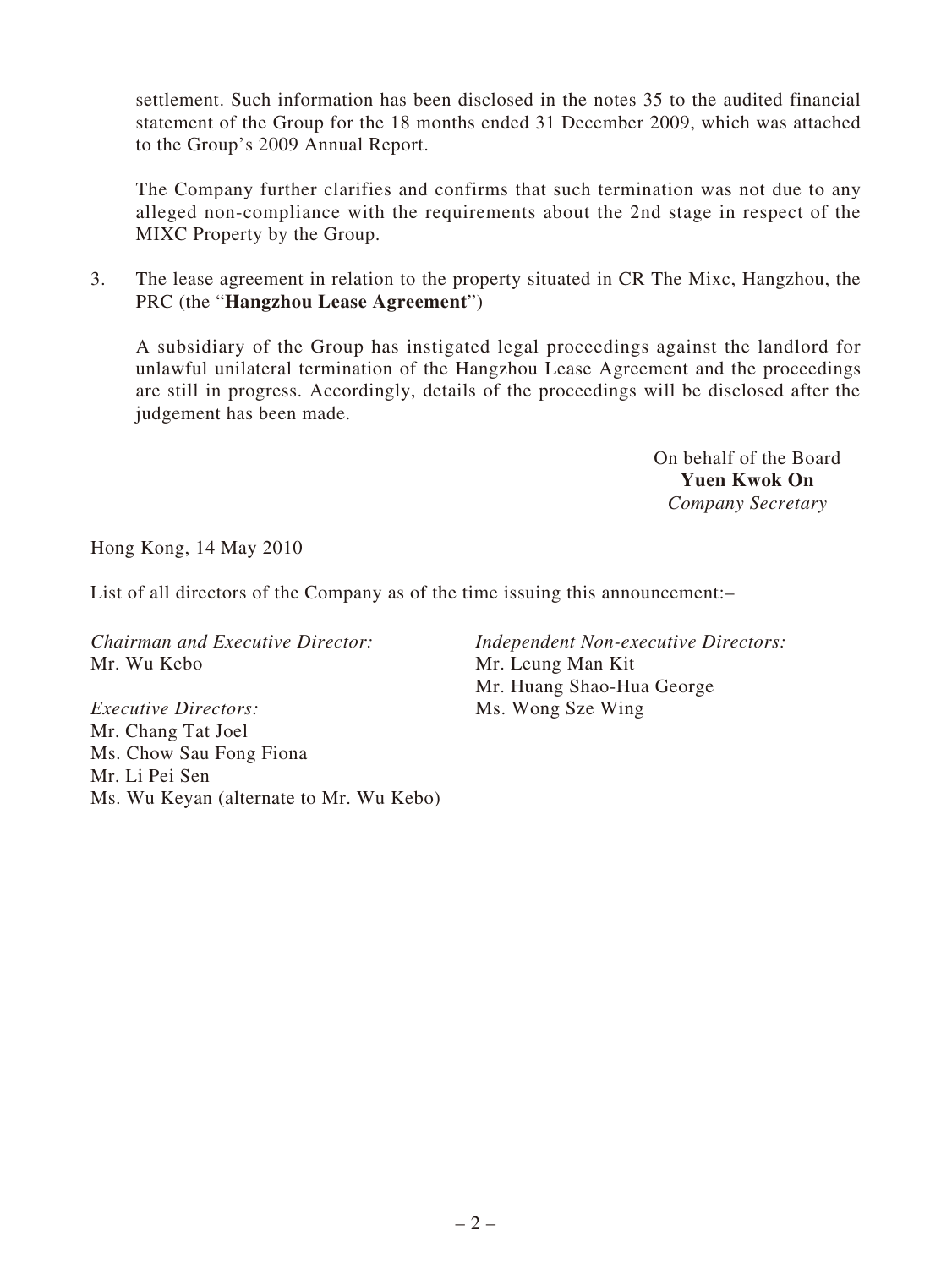settlement. Such information has been disclosed in the notes 35 to the audited financial statement of the Group for the 18 months ended 31 December 2009, which was attached to the Group's 2009 Annual Report.

The Company further clarifies and confirms that such termination was not due to any alleged non-compliance with the requirements about the 2nd stage in respect of the MIXC Property by the Group.

3. The lease agreement in relation to the property situated in CR The Mixc, Hangzhou, the PRC (the "**Hangzhou Lease Agreement**")

   A subsidiary of the Group has instigated legal proceedings against the landlord for unlawful unilateral termination of the Hangzhou Lease Agreement and the proceedings are still in progress. Accordingly, details of the proceedings will be disclosed after the judgement has been made.

On behalf of the Board
**Yuen Kwok On**
*Company Secretary*

Hong Kong, 14 May 2010

List of all directors of the Company as of the time issuing this announcement:–

*Chairman and Executive Director:*
Mr. Wu Kebo

*Executive Directors:*
Mr. Chang Tat Joel
Ms. Chow Sau Fong Fiona
Mr. Li Pei Sen
Ms. Wu Keyan (alternate to Mr. Wu Kebo)

*Independent Non-executive Directors:*
Mr. Leung Man Kit
Mr. Huang Shao-Hua George
Ms. Wong Sze Wing